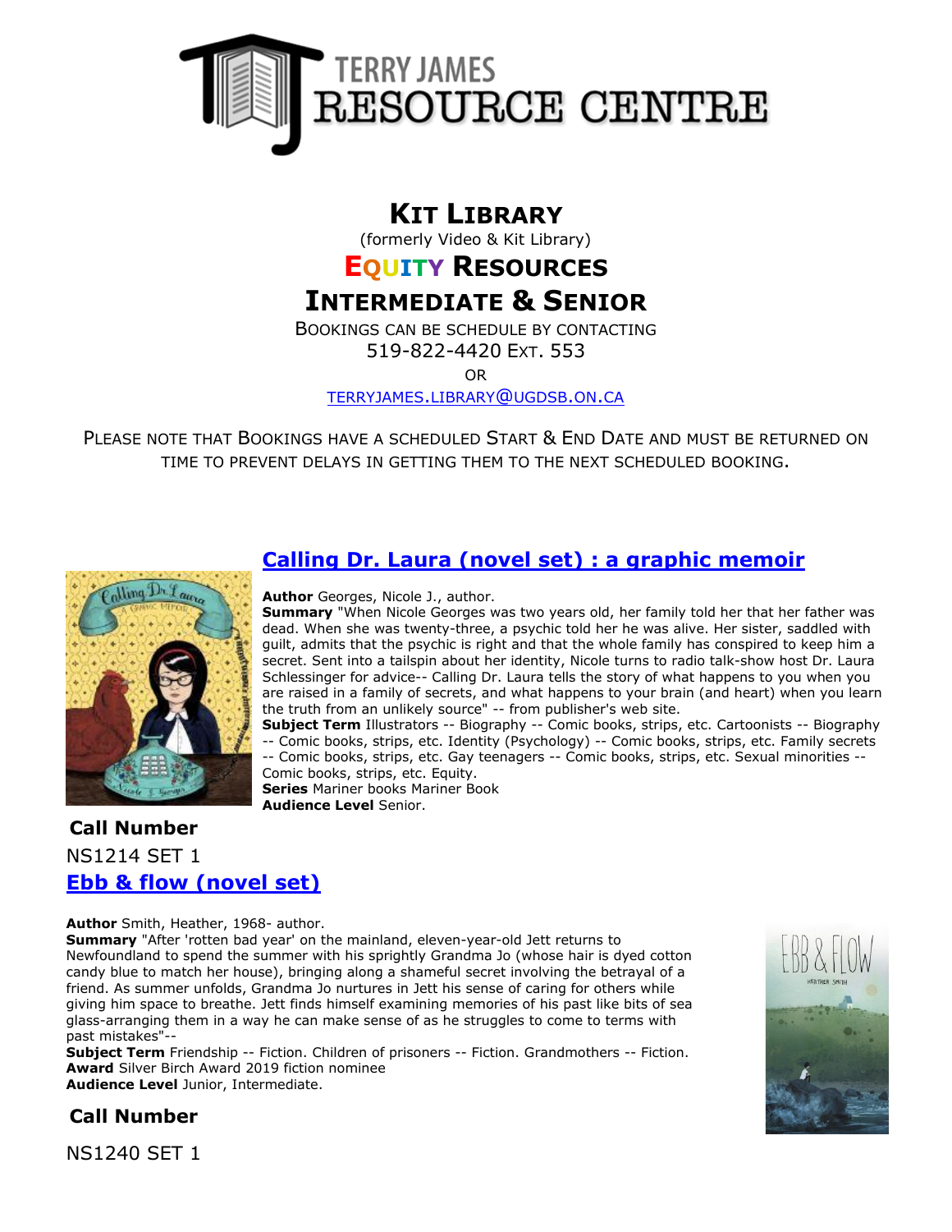# TERRY JAMES RESOURCE CENTRE

## KIT LIBRARY

(formerly Video & Kit Library)

## EQUITY RESOURCES

## INTERMEDIATE & SENIOR

BOOKINGS CAN BE SCHEDULE BY CONTACTING

519-822-4420 EXT. 553

OR

[TERRYJAMES.LIBRARY@UGDSB.ON.CA](mailto:TERRYJAMES.LIBRARY@UGDSB.ON.CA)

PLEASE NOTE THAT BOOKINGS HAVE A SCHEDULED START & END DATE AND MUST BE RETURNED ON TIME TO PREVENT DELAYS IN GETTING THEM TO THE NEXT SCHEDULED BOOKING.

### Calling Dr. Laura (novel set) : a graphic memoir

**Author** Georges, Nicole J., author.

**Summary** "When Nicole Georges was two years old, her family told her that her father was dead. When she was twenty-three, a psychic told her he was alive. Her sister, saddled with guilt, admits that the psychic is right and that the whole family has conspired to keep him a secret. Sent into a tailspin about her identity, Nicole turns to radio talk-show host Dr. Laura Schlessinger for advice-- Calling Dr. Laura tells the story of what happens to you when you are raised in a family of secrets, and what happens to your brain (and heart) when you learn the truth from an unlikely source" -- from publisher's web site.

**Subject Term** Illustrators -- Biography -- Comic books, strips, etc. Cartoonists -- Biography -- Comic books, strips, etc. Identity (Psychology) -- Comic books, strips, etc. Family secrets -- Comic books, strips, etc. Gay teenagers -- Comic books, strips, etc. Sexual minorities -- Comic books, strips, etc. Equity.

**Series** Mariner books Mariner Book

**Audience Level** Senior.

**Call Number**

NS1214 SET 1

### Ebb & flow (novel set)

**Author** Smith, Heather, 1968- author.

**Summary** "After 'rotten bad year' on the mainland, eleven-year-old Jett returns to Newfoundland to spend the summer with his sprightly Grandma Jo (whose hair is dyed cotton candy blue to match her house), bringing along a shameful secret involving the betrayal of a friend. As summer unfolds, Grandma Jo nurtures in Jett his sense of caring for others while giving him space to breathe. Jett finds himself examining memories of his past like bits of sea glass-arranging them in a way he can make sense of as he struggles to come to terms with past mistakes"--

**Subject Term** Friendship -- Fiction. Children of prisoners -- Fiction. Grandmothers -- Fiction.

**Award** Silver Birch Award 2019 fiction nominee

**Audience Level** Junior, Intermediate.

**Call Number**

NS1240 SET 1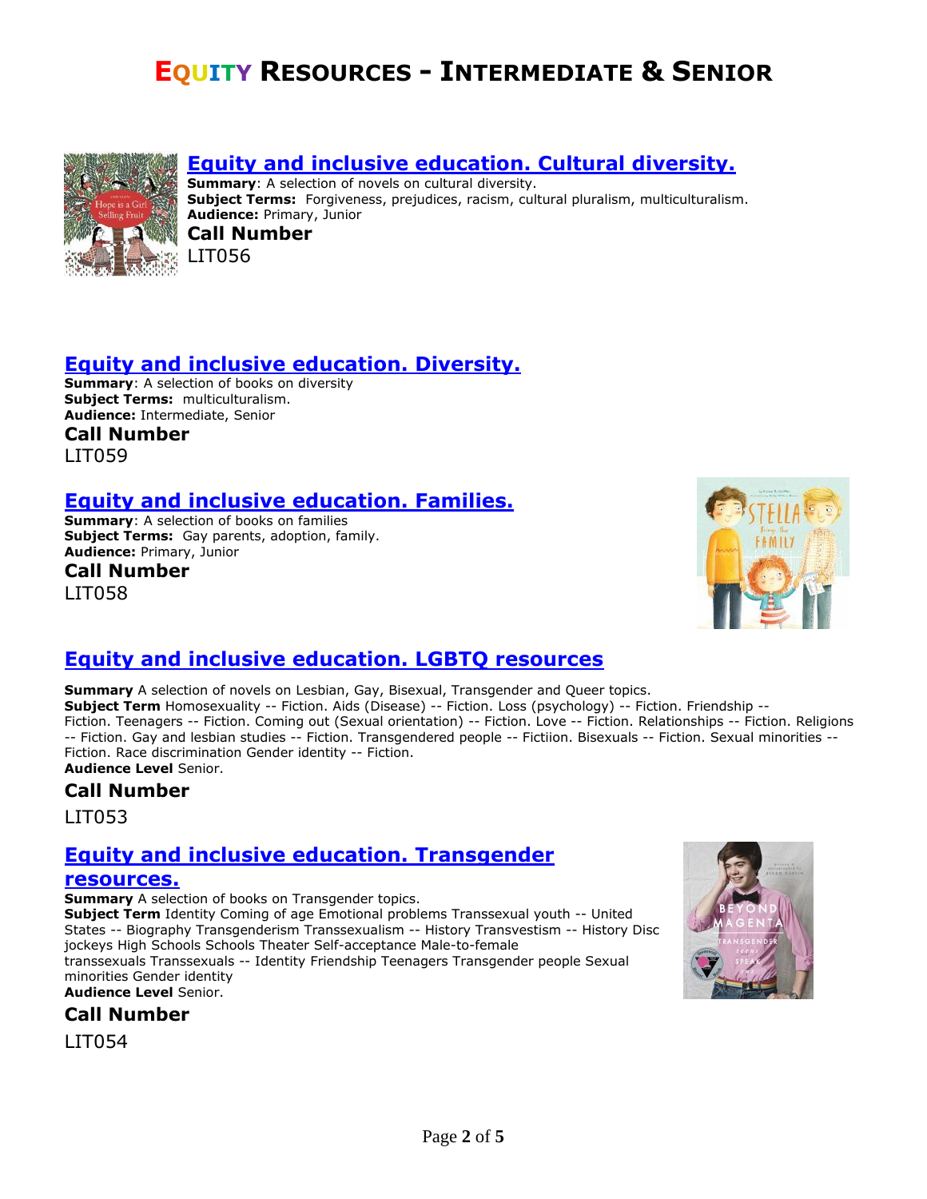# EQUITY RESOURCES - INTERMEDIATE & SENIOR

## [Equity and inclusive education. Cultural diversity.]

**Summary**: A selection of novels on cultural diversity.
**Subject Terms:** Forgiveness, prejudices, racism, cultural pluralism, multiculturalism.
**Audience:** Primary, Junior
**Call Number**
LIT056

## [Equity and inclusive education. Diversity.]

**Summary**: A selection of books on diversity
**Subject Terms:** multiculturalism.
**Audience:** Intermediate, Senior
**Call Number**
LIT059

## [Equity and inclusive education. Families.]

**Summary**: A selection of books on families
**Subject Terms:** Gay parents, adoption, family.
**Audience:** Primary, Junior
**Call Number**
LIT058

## [Equity and inclusive education. LGBTQ resources]

**Summary** A selection of novels on Lesbian, Gay, Bisexual, Transgender and Queer topics.
**Subject Term** Homosexuality -- Fiction. Aids (Disease) -- Fiction. Loss (psychology) -- Fiction. Friendship -- Fiction. Teenagers -- Fiction. Coming out (Sexual orientation) -- Fiction. Love -- Fiction. Relationships -- Fiction. Religions -- Fiction. Gay and lesbian studies -- Fiction. Transgendered people -- Fictiion. Bisexuals -- Fiction. Sexual minorities -- Fiction. Race discrimination Gender identity -- Fiction.
**Audience Level** Senior.

**Call Number**

LIT053

## [Equity and inclusive education. Transgender resources.]

**Summary** A selection of books on Transgender topics.
**Subject Term** Identity Coming of age Emotional problems Transsexual youth -- United States -- Biography Transgenderism Transsexualism -- History Transvestism -- History Disc jockeys High Schools Schools Theater Self-acceptance Male-to-female transsexuals Transsexuals -- Identity Friendship Teenagers Transgender people Sexual minorities Gender identity
**Audience Level** Senior.

**Call Number**

LIT054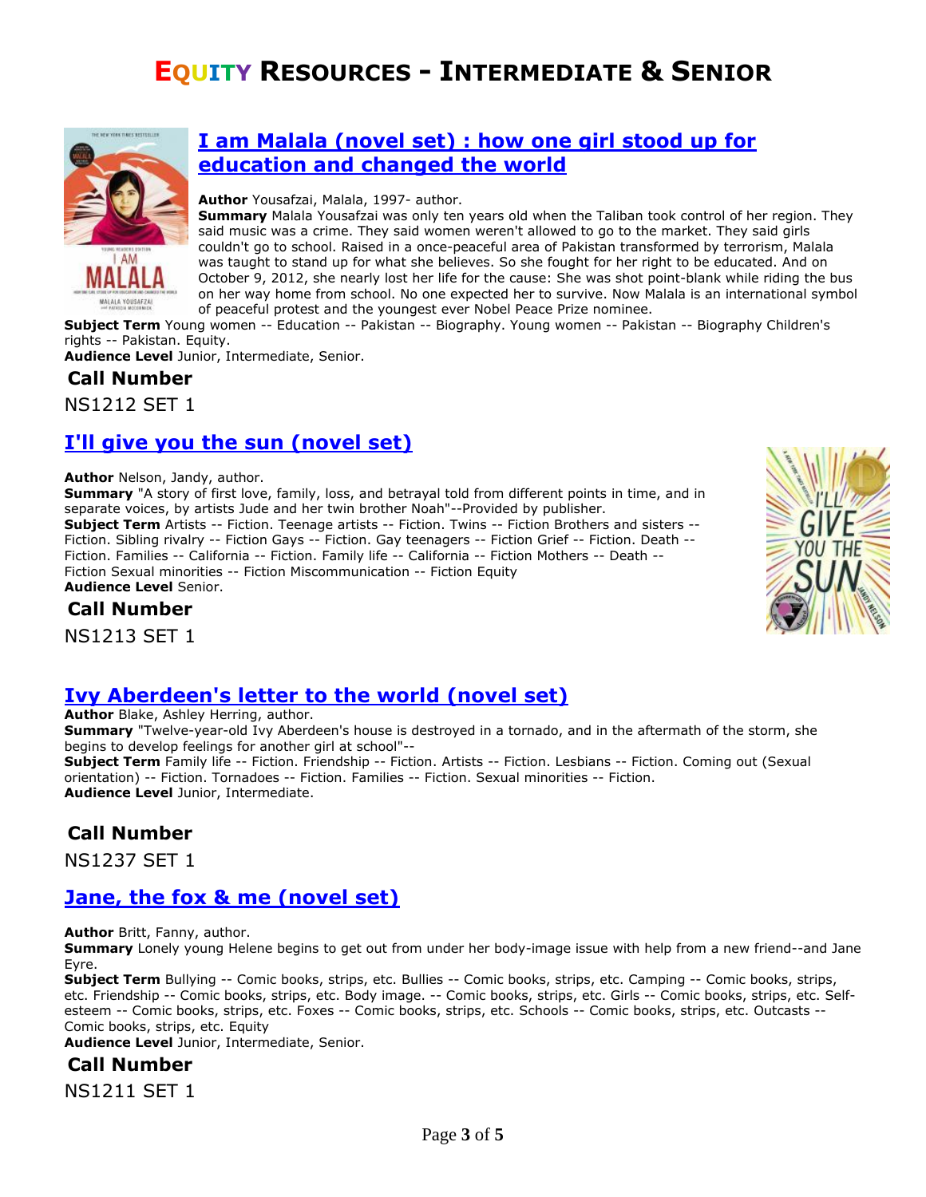# Equity Resources - Intermediate & Senior

## [I am Malala (novel set) : how one girl stood up for education and changed the world]

**Author** Yousafzai, Malala, 1997- author.
**Summary** Malala Yousafzai was only ten years old when the Taliban took control of her region. They said music was a crime. They said women weren't allowed to go to the market. They said girls couldn't go to school. Raised in a once-peaceful area of Pakistan transformed by terrorism, Malala was taught to stand up for what she believes. So she fought for her right to be educated. And on October 9, 2012, she nearly lost her life for the cause: She was shot point-blank while riding the bus on her way home from school. No one expected her to survive. Now Malala is an international symbol of peaceful protest and the youngest ever Nobel Peace Prize nominee.
**Subject Term** Young women -- Education -- Pakistan -- Biography. Young women -- Pakistan -- Biography Children's rights -- Pakistan. Equity.
**Audience Level** Junior, Intermediate, Senior.

**Call Number**

NS1212 SET 1

## [I'll give you the sun (novel set)]

**Author** Nelson, Jandy, author.
**Summary** "A story of first love, family, loss, and betrayal told from different points in time, and in separate voices, by artists Jude and her twin brother Noah"--Provided by publisher.
**Subject Term** Artists -- Fiction. Teenage artists -- Fiction. Twins -- Fiction Brothers and sisters -- Fiction. Sibling rivalry -- Fiction Gays -- Fiction. Gay teenagers -- Fiction Grief -- Fiction. Death -- Fiction. Families -- California -- Fiction. Family life -- California -- Fiction Mothers -- Death -- Fiction Sexual minorities -- Fiction Miscommunication -- Fiction Equity
**Audience Level** Senior.

**Call Number**

NS1213 SET 1

## [Ivy Aberdeen's letter to the world (novel set)]

**Author** Blake, Ashley Herring, author.
**Summary** "Twelve-year-old Ivy Aberdeen's house is destroyed in a tornado, and in the aftermath of the storm, she begins to develop feelings for another girl at school"--
**Subject Term** Family life -- Fiction. Friendship -- Fiction. Artists -- Fiction. Lesbians -- Fiction. Coming out (Sexual orientation) -- Fiction. Tornadoes -- Fiction. Families -- Fiction. Sexual minorities -- Fiction.
**Audience Level** Junior, Intermediate.

**Call Number**

NS1237 SET 1

## [Jane, the fox & me (novel set)]

**Author** Britt, Fanny, author.
**Summary** Lonely young Helene begins to get out from under her body-image issue with help from a new friend--and Jane Eyre.
**Subject Term** Bullying -- Comic books, strips, etc. Bullies -- Comic books, strips, etc. Camping -- Comic books, strips, etc. Friendship -- Comic books, strips, etc. Body image. -- Comic books, strips, etc. Girls -- Comic books, strips, etc. Self-esteem -- Comic books, strips, etc. Foxes -- Comic books, strips, etc. Schools -- Comic books, strips, etc. Outcasts -- Comic books, strips, etc. Equity
**Audience Level** Junior, Intermediate, Senior.

**Call Number**

NS1211 SET 1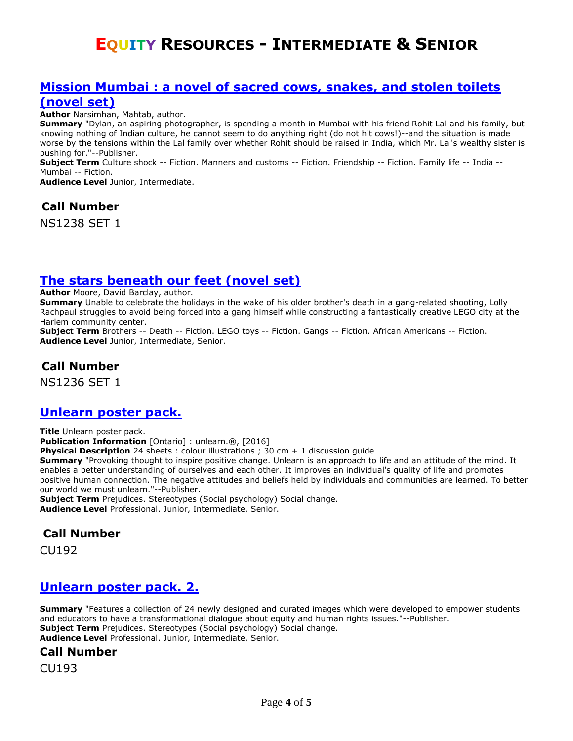## Mission Mumbai : a novel of sacred cows, snakes, and stolen toilets (novel set)

**Author** Narsimhan, Mahtab, author.
**Summary** "Dylan, an aspiring photographer, is spending a month in Mumbai with his friend Rohit Lal and his family, but knowing nothing of Indian culture, he cannot seem to do anything right (do not hit cows!)--and the situation is made worse by the tensions within the Lal family over whether Rohit should be raised in India, which Mr. Lal's wealthy sister is pushing for."--Publisher.
**Subject Term** Culture shock -- Fiction. Manners and customs -- Fiction. Friendship -- Fiction. Family life -- India -- Mumbai -- Fiction.
**Audience Level** Junior, Intermediate.

### Call Number

NS1238 SET 1

## The stars beneath our feet (novel set)

**Author** Moore, David Barclay, author.
**Summary** Unable to celebrate the holidays in the wake of his older brother's death in a gang-related shooting, Lolly Rachpaul struggles to avoid being forced into a gang himself while constructing a fantastically creative LEGO city at the Harlem community center.
**Subject Term** Brothers -- Death -- Fiction. LEGO toys -- Fiction. Gangs -- Fiction. African Americans -- Fiction.
**Audience Level** Junior, Intermediate, Senior.

### Call Number

NS1236 SET 1

## Unlearn poster pack.

**Title** Unlearn poster pack.
**Publication Information** [Ontario] : unlearn.®, [2016]
**Physical Description** 24 sheets : colour illustrations ; 30 cm + 1 discussion guide
**Summary** "Provoking thought to inspire positive change. Unlearn is an approach to life and an attitude of the mind. It enables a better understanding of ourselves and each other. It improves an individual's quality of life and promotes positive human connection. The negative attitudes and beliefs held by individuals and communities are learned. To better our world we must unlearn."--Publisher.
**Subject Term** Prejudices. Stereotypes (Social psychology) Social change.
**Audience Level** Professional. Junior, Intermediate, Senior.

### Call Number

CU192

## Unlearn poster pack. 2.

**Summary** "Features a collection of 24 newly designed and curated images which were developed to empower students and educators to have a transformational dialogue about equity and human rights issues."--Publisher.
**Subject Term** Prejudices. Stereotypes (Social psychology) Social change.
**Audience Level** Professional. Junior, Intermediate, Senior.

### Call Number

CU193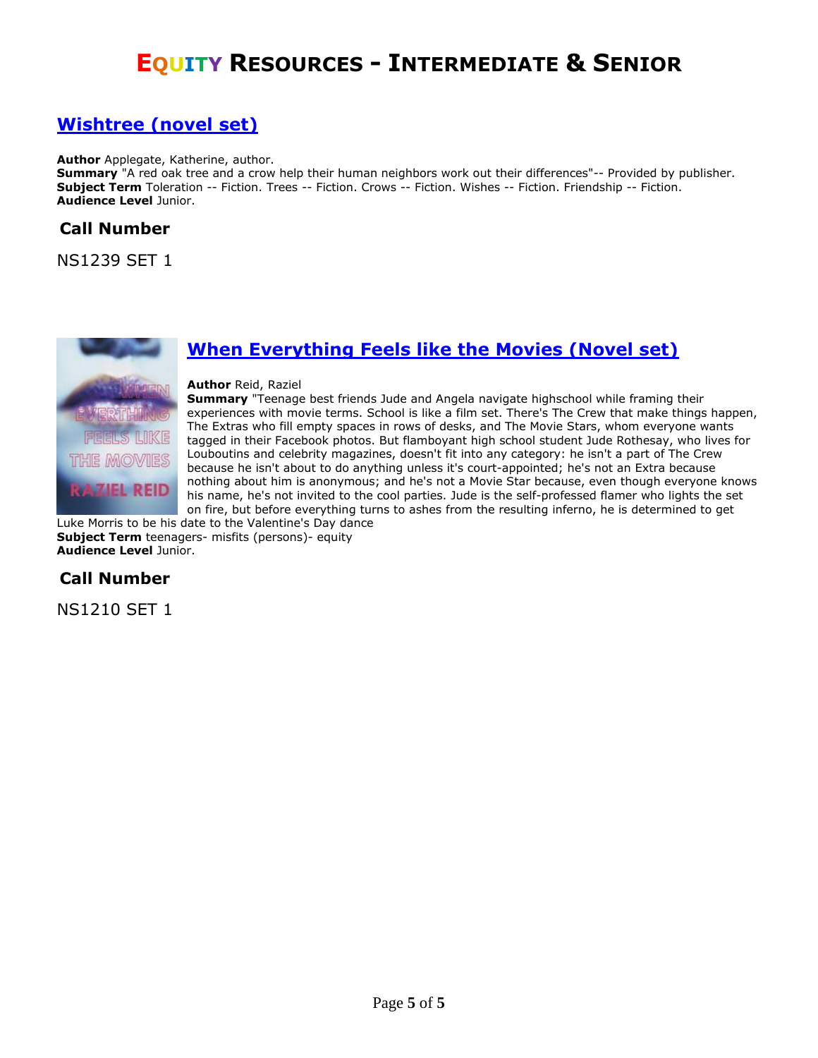# EQUITY RESOURCES - INTERMEDIATE & SENIOR

## Wishtree (novel set)

**Author** Applegate, Katherine, author.
**Summary** "A red oak tree and a crow help their human neighbors work out their differences"-- Provided by publisher.
**Subject Term** Toleration -- Fiction. Trees -- Fiction. Crows -- Fiction. Wishes -- Fiction. Friendship -- Fiction.
**Audience Level** Junior.

### Call Number

NS1239 SET 1

## When Everything Feels like the Movies (Novel set)

**Author** Reid, Raziel
**Summary** "Teenage best friends Jude and Angela navigate highschool while framing their experiences with movie terms. School is like a film set. There's The Crew that make things happen, The Extras who fill empty spaces in rows of desks, and The Movie Stars, whom everyone wants tagged in their Facebook photos. But flamboyant high school student Jude Rothesay, who lives for Louboutins and celebrity magazines, doesn't fit into any category: he isn't a part of The Crew because he isn't about to do anything unless it's court-appointed; he's not an Extra because nothing about him is anonymous; and he's not a Movie Star because, even though everyone knows his name, he's not invited to the cool parties. Jude is the self-professed flamer who lights the set on fire, but before everything turns to ashes from the resulting inferno, he is determined to get Luke Morris to be his date to the Valentine's Day dance
**Subject Term** teenagers- misfits (persons)- equity
**Audience Level** Junior.

### Call Number

NS1210 SET 1